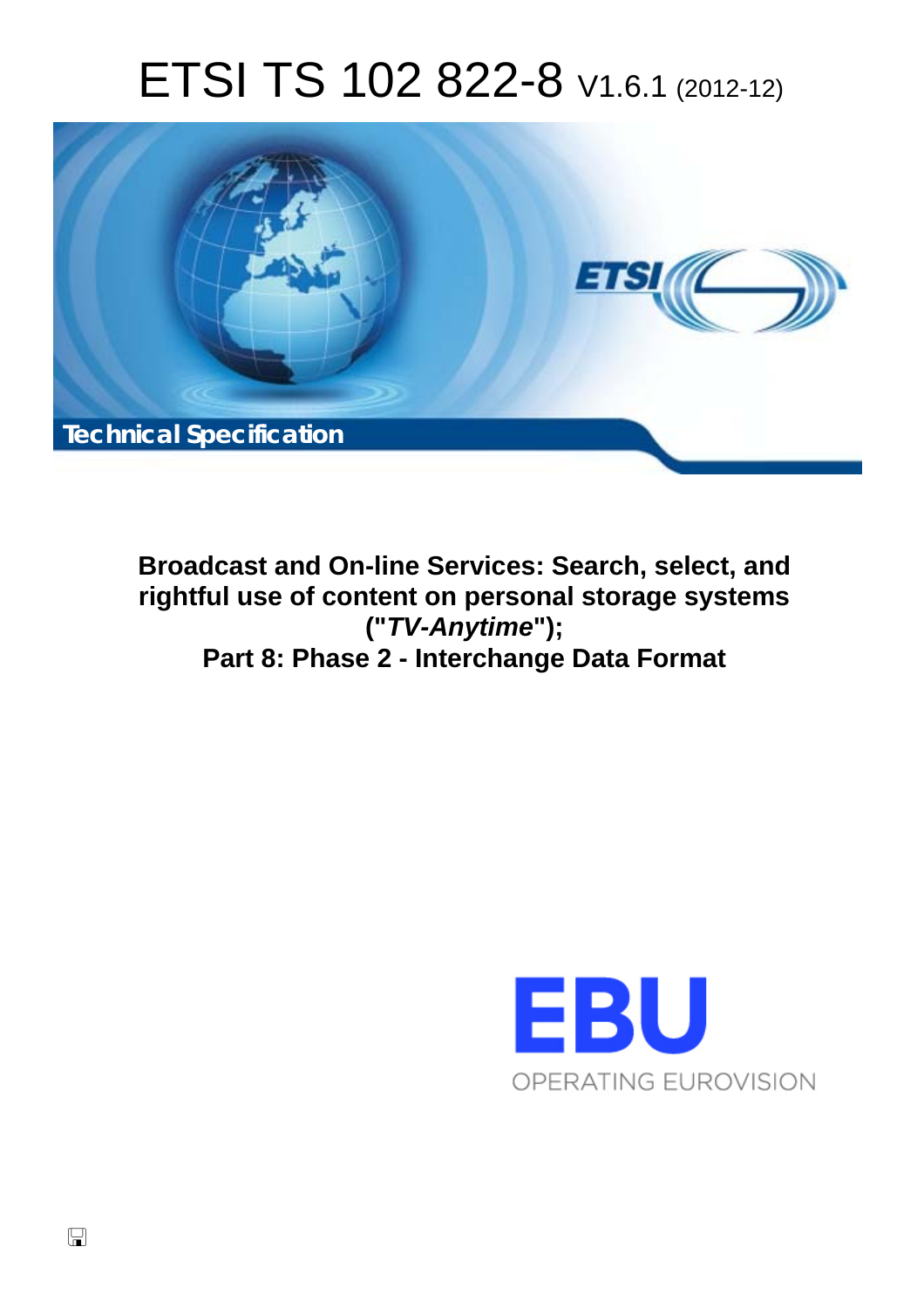# ETSI TS 102 822-8 V1.6.1 (2012-12)

Technical Specification

**Broadcast and On-line Services: Search, select, and rightful use of content on personal storage systems ("*TV-Anytime*"); Part 8: Phase 2 - Interchange Data Format**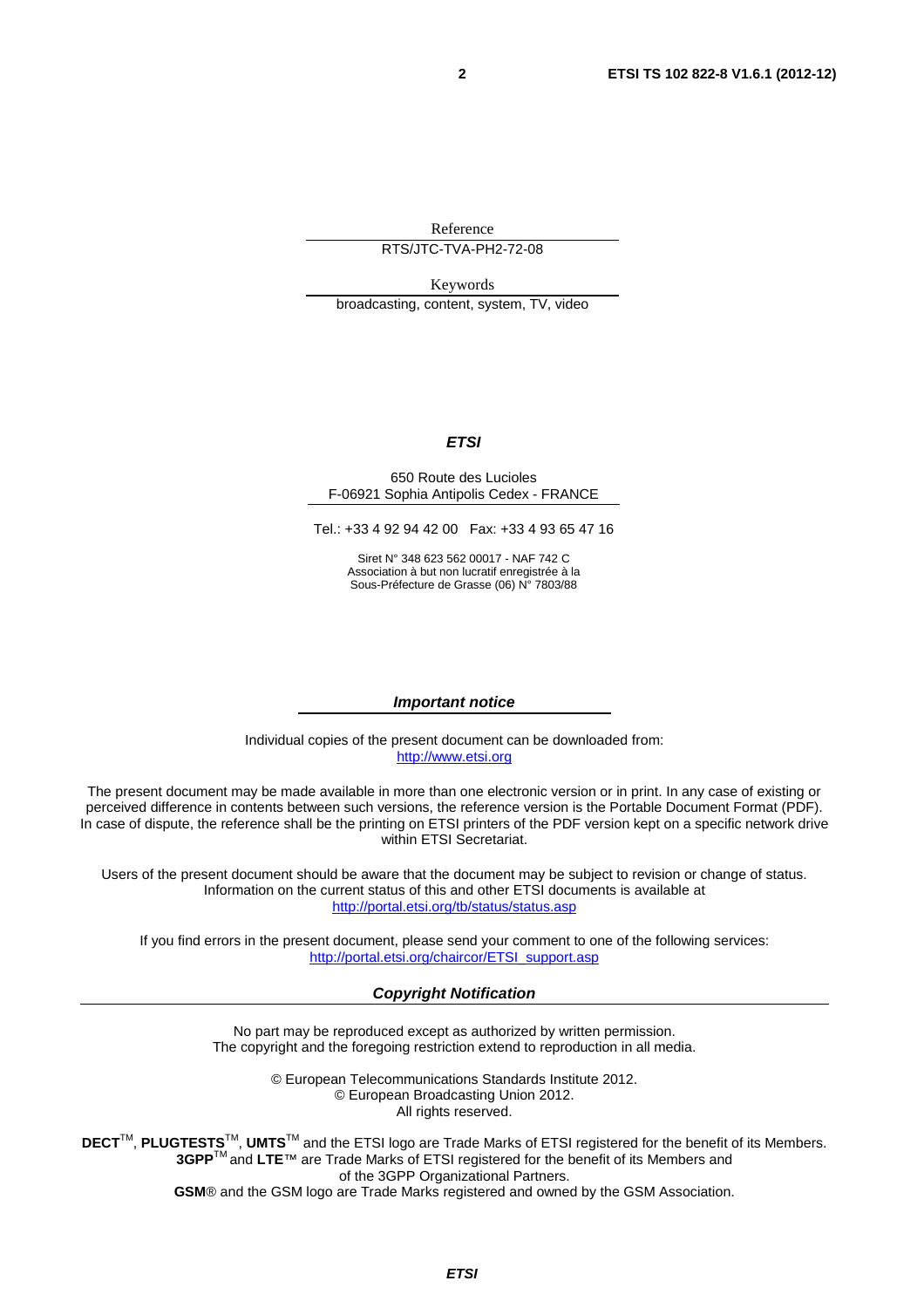Reference

RTS/JTC-TVA-PH2-72-08

Keywords

broadcasting, content, system, TV, video

***ETSI***

650 Route des Lucioles
F-06921 Sophia Antipolis Cedex - FRANCE

Tel.: +33 4 92 94 42 00 Fax: +33 4 93 65 47 16

Siret N° 348 623 562 00017 - NAF 742 C
Association à but non lucratif enregistrée à la
Sous-Préfecture de Grasse (06) N° 7803/88

***Important notice***

Individual copies of the present document can be downloaded from:
http://www.etsi.org

The present document may be made available in more than one electronic version or in print. In any case of existing or perceived difference in contents between such versions, the reference version is the Portable Document Format (PDF). In case of dispute, the reference shall be the printing on ETSI printers of the PDF version kept on a specific network drive within ETSI Secretariat.

Users of the present document should be aware that the document may be subject to revision or change of status. Information on the current status of this and other ETSI documents is available at
http://portal.etsi.org/tb/status/status.asp

If you find errors in the present document, please send your comment to one of the following services:
http://portal.etsi.org/chaircor/ETSI_support.asp

***Copyright Notification***

No part may be reproduced except as authorized by written permission.
The copyright and the foregoing restriction extend to reproduction in all media.

© European Telecommunications Standards Institute 2012.
© European Broadcasting Union 2012.
All rights reserved.

**DECT**™, **PLUGTESTS**™, **UMTS**™ and the ETSI logo are Trade Marks of ETSI registered for the benefit of its Members.
**3GPP**™ and **LTE**™ are Trade Marks of ETSI registered for the benefit of its Members and
of the 3GPP Organizational Partners.
**GSM**® and the GSM logo are Trade Marks registered and owned by the GSM Association.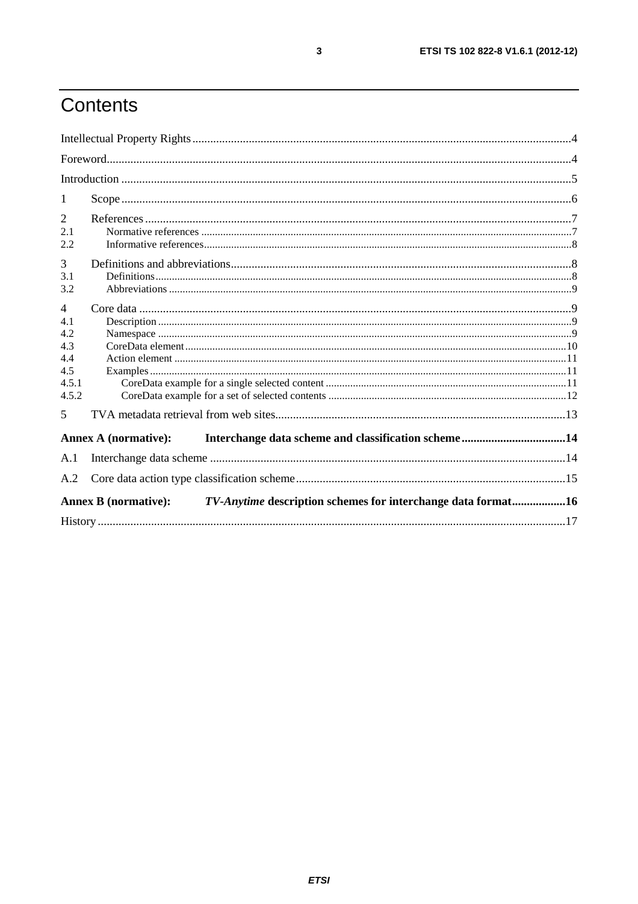# Contents

Intellectual Property Rights ....................................................................................................................................4

Foreword.................................................................................................................................................................4

Introduction ............................................................................................................................................................5

1 Scope ....................................................................................................................................................................6

2 References ............................................................................................................................................................7
2.1 Normative references .........................................................................................................................................7
2.2 Informative references........................................................................................................................................8

3 Definitions and abbreviations................................................................................................................................8
3.1 Definitions...........................................................................................................................................................8
3.2 Abbreviations ......................................................................................................................................................9

4 Core data ...............................................................................................................................................................9
4.1 Description ..........................................................................................................................................................9
4.2 Namespace ..........................................................................................................................................................9
4.3 CoreData element..............................................................................................................................................10
4.4 Action element ..................................................................................................................................................11
4.5 Examples ...........................................................................................................................................................11
4.5.1 CoreData example for a single selected content .........................................................................................11
4.5.2 CoreData example for a set of selected contents .........................................................................................12

5 TVA metadata retrieval from web sites...............................................................................................................13

**Annex A (normative): Interchange data scheme and classification scheme ..................................14**

A.1 Interchange data scheme ...................................................................................................................................14

A.2 Core data action type classification scheme.....................................................................................................15

**Annex B (normative): *TV-Anytime* description schemes for interchange data format..................16**

History ...................................................................................................................................................................17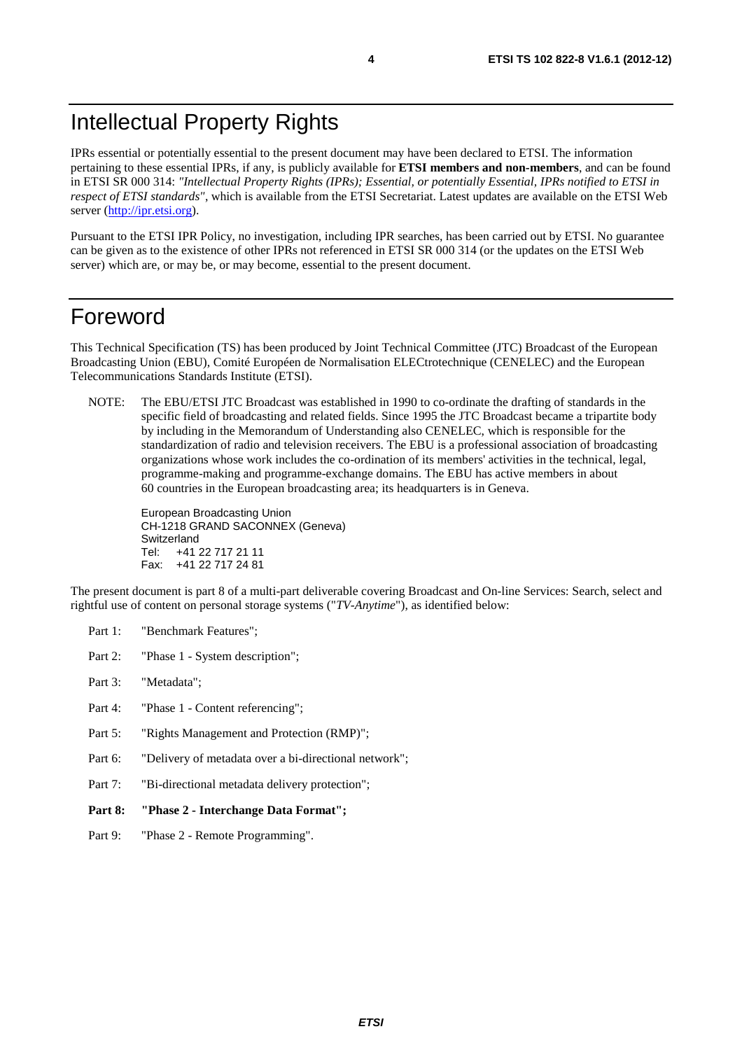# Intellectual Property Rights

IPRs essential or potentially essential to the present document may have been declared to ETSI. The information pertaining to these essential IPRs, if any, is publicly available for **ETSI members and non-members**, and can be found in ETSI SR 000 314: *"Intellectual Property Rights (IPRs); Essential, or potentially Essential, IPRs notified to ETSI in respect of ETSI standards"*, which is available from the ETSI Secretariat. Latest updates are available on the ETSI Web server (http://ipr.etsi.org).

Pursuant to the ETSI IPR Policy, no investigation, including IPR searches, has been carried out by ETSI. No guarantee can be given as to the existence of other IPRs not referenced in ETSI SR 000 314 (or the updates on the ETSI Web server) which are, or may be, or may become, essential to the present document.

# Foreword

This Technical Specification (TS) has been produced by Joint Technical Committee (JTC) Broadcast of the European Broadcasting Union (EBU), Comité Européen de Normalisation ELECtrotechnique (CENELEC) and the European Telecommunications Standards Institute (ETSI).

NOTE: The EBU/ETSI JTC Broadcast was established in 1990 to co-ordinate the drafting of standards in the specific field of broadcasting and related fields. Since 1995 the JTC Broadcast became a tripartite body by including in the Memorandum of Understanding also CENELEC, which is responsible for the standardization of radio and television receivers. The EBU is a professional association of broadcasting organizations whose work includes the co-ordination of its members' activities in the technical, legal, programme-making and programme-exchange domains. The EBU has active members in about 60 countries in the European broadcasting area; its headquarters is in Geneva.

European Broadcasting Union
CH-1218 GRAND SACONNEX (Geneva)
Switzerland
Tel: +41 22 717 21 11
Fax: +41 22 717 24 81

The present document is part 8 of a multi-part deliverable covering Broadcast and On-line Services: Search, select and rightful use of content on personal storage systems ("*TV-Anytime*"), as identified below:

- Part 1: "Benchmark Features";
- Part 2: "Phase 1 - System description";
- Part 3: "Metadata";
- Part 4: "Phase 1 - Content referencing";
- Part 5: "Rights Management and Protection (RMP)";
- Part 6: "Delivery of metadata over a bi-directional network";
- Part 7: "Bi-directional metadata delivery protection";
- **Part 8: "Phase 2 - Interchange Data Format";**
- Part 9: "Phase 2 - Remote Programming".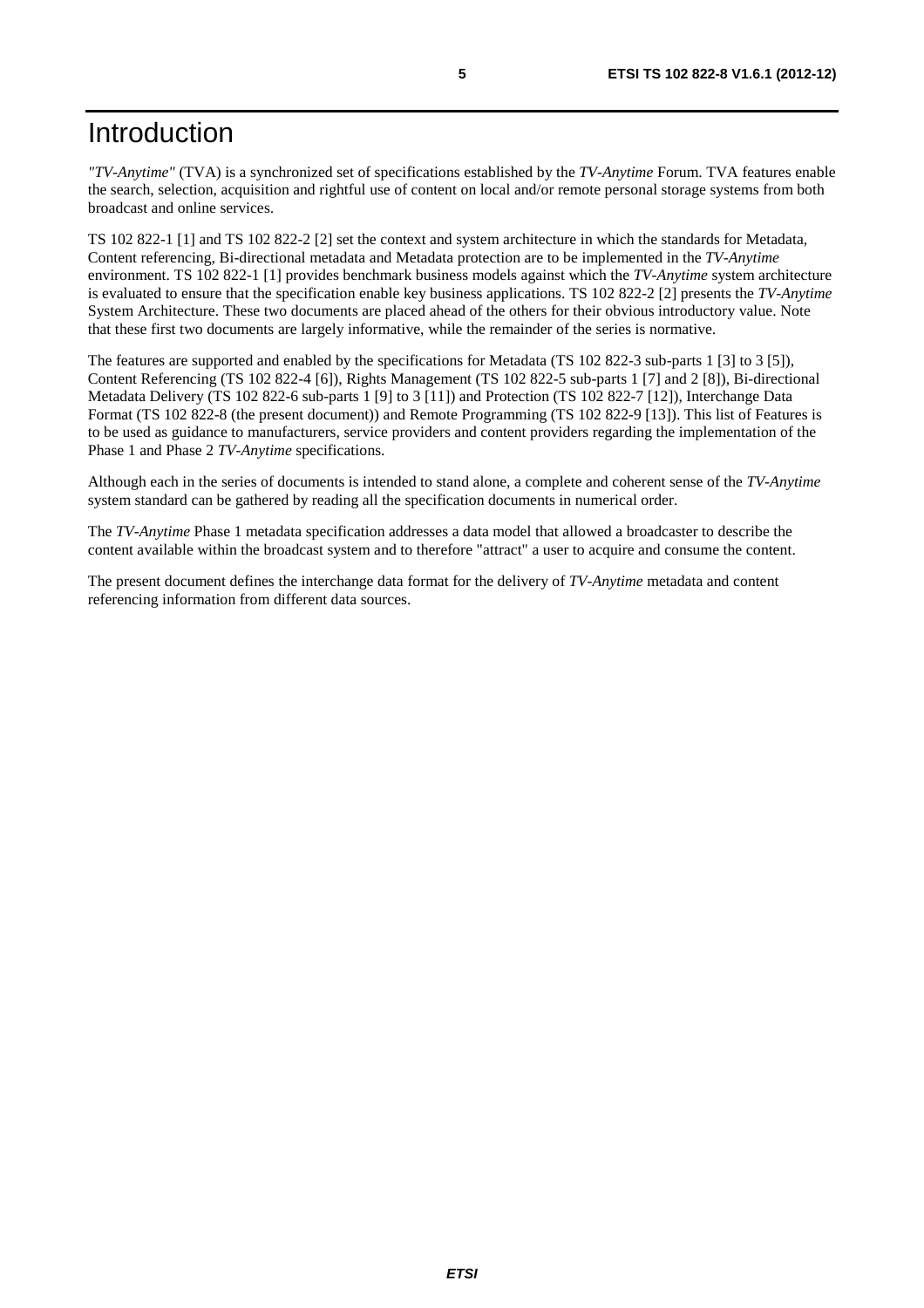# Introduction

*"TV-Anytime"* (TVA) is a synchronized set of specifications established by the *TV-Anytime* Forum. TVA features enable the search, selection, acquisition and rightful use of content on local and/or remote personal storage systems from both broadcast and online services.

TS 102 822-1 [1] and TS 102 822-2 [2] set the context and system architecture in which the standards for Metadata, Content referencing, Bi-directional metadata and Metadata protection are to be implemented in the *TV-Anytime* environment. TS 102 822-1 [1] provides benchmark business models against which the *TV-Anytime* system architecture is evaluated to ensure that the specification enable key business applications. TS 102 822-2 [2] presents the *TV-Anytime* System Architecture. These two documents are placed ahead of the others for their obvious introductory value. Note that these first two documents are largely informative, while the remainder of the series is normative.

The features are supported and enabled by the specifications for Metadata (TS 102 822-3 sub-parts 1 [3] to 3 [5]), Content Referencing (TS 102 822-4 [6]), Rights Management (TS 102 822-5 sub-parts 1 [7] and 2 [8]), Bi-directional Metadata Delivery (TS 102 822-6 sub-parts 1 [9] to 3 [11]) and Protection (TS 102 822-7 [12]), Interchange Data Format (TS 102 822-8 (the present document)) and Remote Programming (TS 102 822-9 [13]). This list of Features is to be used as guidance to manufacturers, service providers and content providers regarding the implementation of the Phase 1 and Phase 2 *TV-Anytime* specifications.

Although each in the series of documents is intended to stand alone, a complete and coherent sense of the *TV-Anytime* system standard can be gathered by reading all the specification documents in numerical order.

The *TV-Anytime* Phase 1 metadata specification addresses a data model that allowed a broadcaster to describe the content available within the broadcast system and to therefore "attract" a user to acquire and consume the content.

The present document defines the interchange data format for the delivery of *TV-Anytime* metadata and content referencing information from different data sources.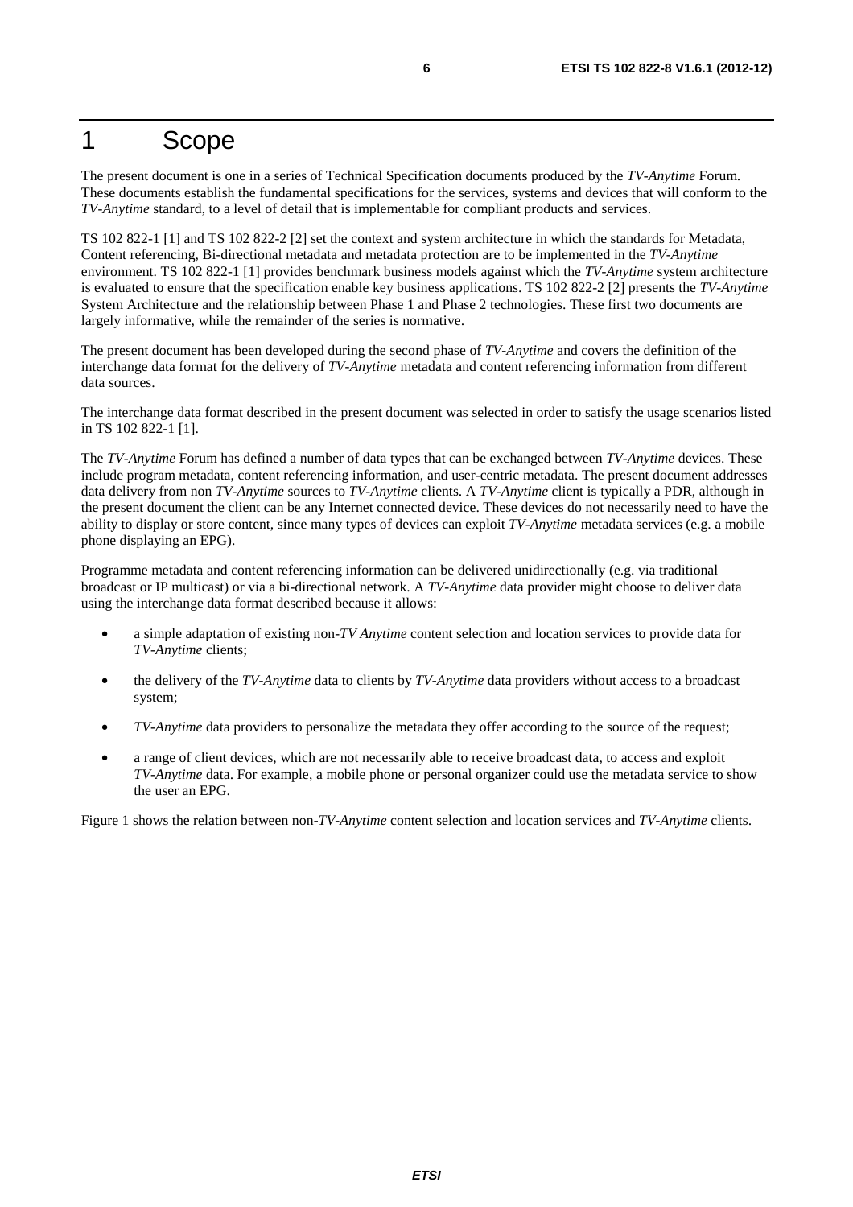# 1 Scope

The present document is one in a series of Technical Specification documents produced by the *TV-Anytime* Forum. These documents establish the fundamental specifications for the services, systems and devices that will conform to the *TV-Anytime* standard, to a level of detail that is implementable for compliant products and services.

TS 102 822-1 [1] and TS 102 822-2 [2] set the context and system architecture in which the standards for Metadata, Content referencing, Bi-directional metadata and metadata protection are to be implemented in the *TV-Anytime* environment. TS 102 822-1 [1] provides benchmark business models against which the *TV-Anytime* system architecture is evaluated to ensure that the specification enable key business applications. TS 102 822-2 [2] presents the *TV-Anytime* System Architecture and the relationship between Phase 1 and Phase 2 technologies. These first two documents are largely informative, while the remainder of the series is normative.

The present document has been developed during the second phase of *TV-Anytime* and covers the definition of the interchange data format for the delivery of *TV-Anytime* metadata and content referencing information from different data sources.

The interchange data format described in the present document was selected in order to satisfy the usage scenarios listed in TS 102 822-1 [1].

The *TV-Anytime* Forum has defined a number of data types that can be exchanged between *TV-Anytime* devices. These include program metadata, content referencing information, and user-centric metadata. The present document addresses data delivery from non *TV-Anytime* sources to *TV-Anytime* clients. A *TV-Anytime* client is typically a PDR, although in the present document the client can be any Internet connected device. These devices do not necessarily need to have the ability to display or store content, since many types of devices can exploit *TV-Anytime* metadata services (e.g. a mobile phone displaying an EPG).

Programme metadata and content referencing information can be delivered unidirectionally (e.g. via traditional broadcast or IP multicast) or via a bi-directional network. A *TV-Anytime* data provider might choose to deliver data using the interchange data format described because it allows:

- a simple adaptation of existing non-*TV Anytime* content selection and location services to provide data for *TV-Anytime* clients;
- the delivery of the *TV-Anytime* data to clients by *TV-Anytime* data providers without access to a broadcast system;
- *TV-Anytime* data providers to personalize the metadata they offer according to the source of the request;
- a range of client devices, which are not necessarily able to receive broadcast data, to access and exploit *TV-Anytime* data. For example, a mobile phone or personal organizer could use the metadata service to show the user an EPG.

Figure 1 shows the relation between non-*TV-Anytime* content selection and location services and *TV-Anytime* clients.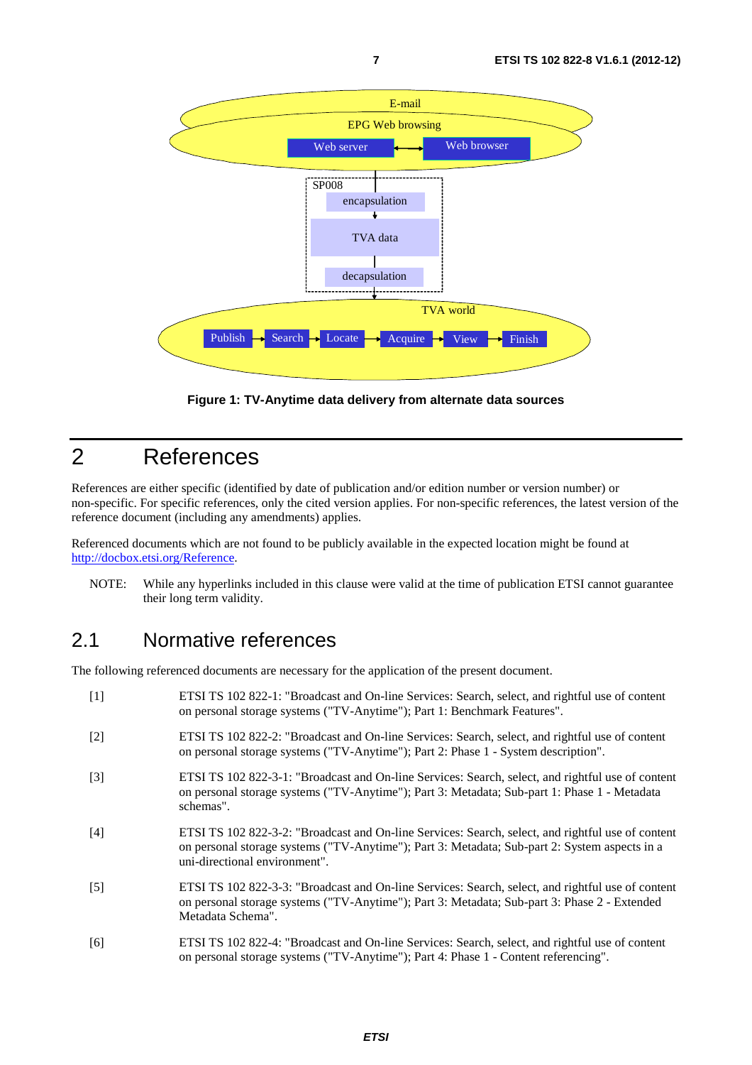Figure 1: TV-Anytime data delivery from alternate data sources

# 2 References

References are either specific (identified by date of publication and/or edition number or version number) or non-specific. For specific references, only the cited version applies. For non-specific references, the latest version of the reference document (including any amendments) applies.

Referenced documents which are not found to be publicly available in the expected location might be found at http://docbox.etsi.org/Reference.

NOTE: While any hyperlinks included in this clause were valid at the time of publication ETSI cannot guarantee their long term validity.

## 2.1 Normative references

The following referenced documents are necessary for the application of the present document.

[1] ETSI TS 102 822-1: "Broadcast and On-line Services: Search, select, and rightful use of content on personal storage systems ("TV-Anytime"); Part 1: Benchmark Features".

[2] ETSI TS 102 822-2: "Broadcast and On-line Services: Search, select, and rightful use of content on personal storage systems ("TV-Anytime"); Part 2: Phase 1 - System description".

[3] ETSI TS 102 822-3-1: "Broadcast and On-line Services: Search, select, and rightful use of content on personal storage systems ("TV-Anytime"); Part 3: Metadata; Sub-part 1: Phase 1 - Metadata schemas".

[4] ETSI TS 102 822-3-2: "Broadcast and On-line Services: Search, select, and rightful use of content on personal storage systems ("TV-Anytime"); Part 3: Metadata; Sub-part 2: System aspects in a uni-directional environment".

[5] ETSI TS 102 822-3-3: "Broadcast and On-line Services: Search, select, and rightful use of content on personal storage systems ("TV-Anytime"); Part 3: Metadata; Sub-part 3: Phase 2 - Extended Metadata Schema".

[6] ETSI TS 102 822-4: "Broadcast and On-line Services: Search, select, and rightful use of content on personal storage systems ("TV-Anytime"); Part 4: Phase 1 - Content referencing".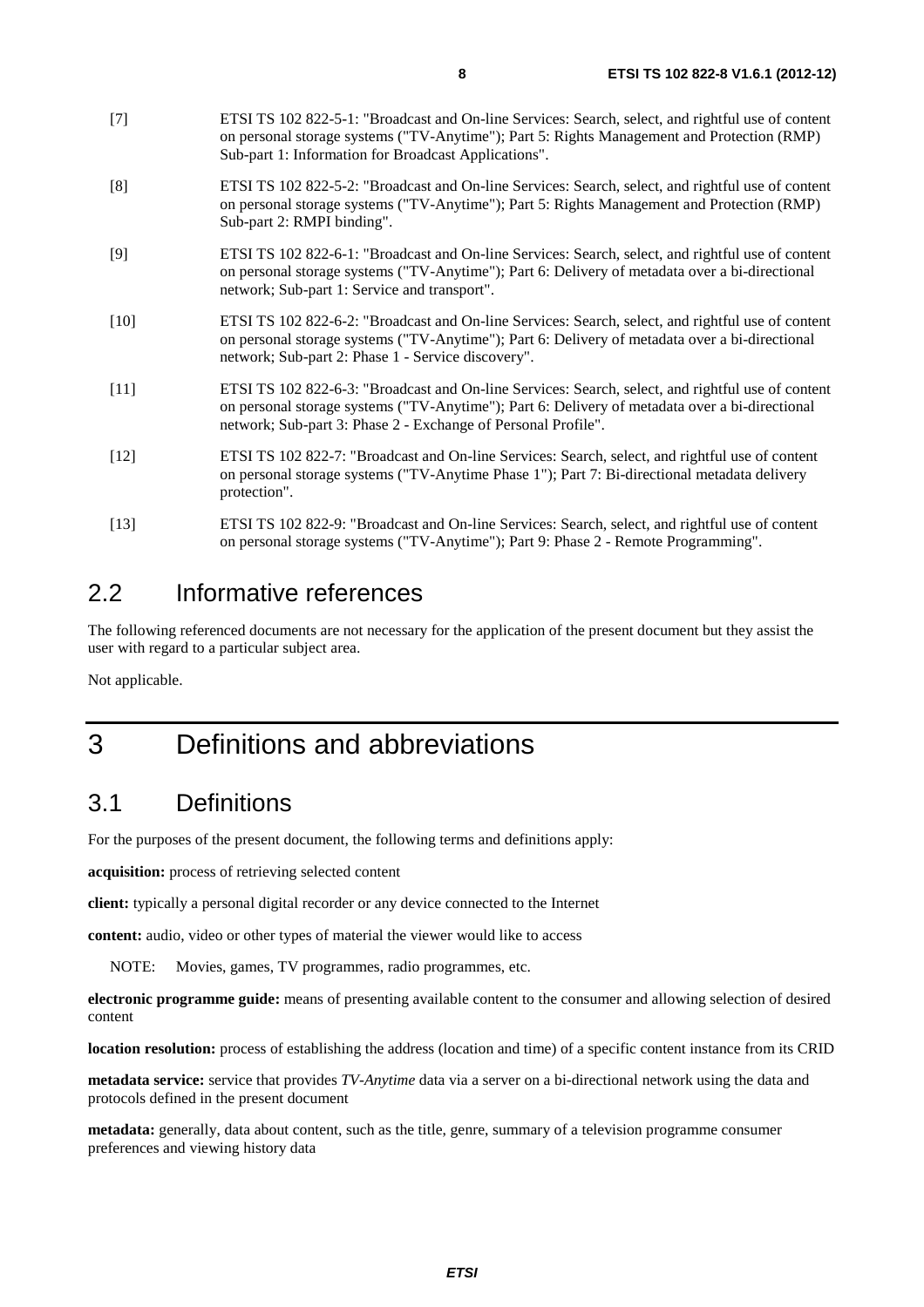[7] ETSI TS 102 822-5-1: "Broadcast and On-line Services: Search, select, and rightful use of content on personal storage systems ("TV-Anytime"); Part 5: Rights Management and Protection (RMP) Sub-part 1: Information for Broadcast Applications".

[8] ETSI TS 102 822-5-2: "Broadcast and On-line Services: Search, select, and rightful use of content on personal storage systems ("TV-Anytime"); Part 5: Rights Management and Protection (RMP) Sub-part 2: RMPI binding".

[9] ETSI TS 102 822-6-1: "Broadcast and On-line Services: Search, select, and rightful use of content on personal storage systems ("TV-Anytime"); Part 6: Delivery of metadata over a bi-directional network; Sub-part 1: Service and transport".

[10] ETSI TS 102 822-6-2: "Broadcast and On-line Services: Search, select, and rightful use of content on personal storage systems ("TV-Anytime"); Part 6: Delivery of metadata over a bi-directional network; Sub-part 2: Phase 1 - Service discovery".

[11] ETSI TS 102 822-6-3: "Broadcast and On-line Services: Search, select, and rightful use of content on personal storage systems ("TV-Anytime"); Part 6: Delivery of metadata over a bi-directional network; Sub-part 3: Phase 2 - Exchange of Personal Profile".

[12] ETSI TS 102 822-7: "Broadcast and On-line Services: Search, select, and rightful use of content on personal storage systems ("TV-Anytime Phase 1"); Part 7: Bi-directional metadata delivery protection".

[13] ETSI TS 102 822-9: "Broadcast and On-line Services: Search, select, and rightful use of content on personal storage systems ("TV-Anytime"); Part 9: Phase 2 - Remote Programming".

## 2.2 Informative references

The following referenced documents are not necessary for the application of the present document but they assist the user with regard to a particular subject area.

Not applicable.

# 3 Definitions and abbreviations

## 3.1 Definitions

For the purposes of the present document, the following terms and definitions apply:

**acquisition:** process of retrieving selected content

**client:** typically a personal digital recorder or any device connected to the Internet

**content:** audio, video or other types of material the viewer would like to access

NOTE: Movies, games, TV programmes, radio programmes, etc.

**electronic programme guide:** means of presenting available content to the consumer and allowing selection of desired content

**location resolution:** process of establishing the address (location and time) of a specific content instance from its CRID

**metadata service:** service that provides *TV-Anytime* data via a server on a bi-directional network using the data and protocols defined in the present document

**metadata:** generally, data about content, such as the title, genre, summary of a television programme consumer preferences and viewing history data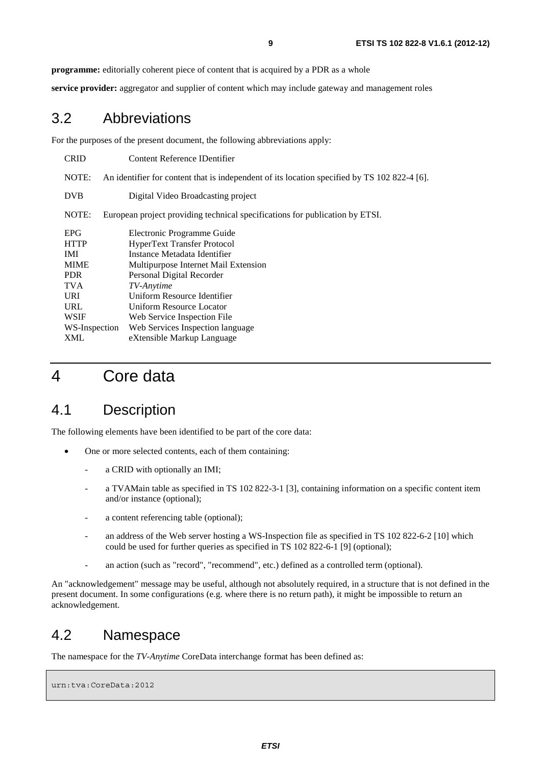**programme:** editorially coherent piece of content that is acquired by a PDR as a whole

**service provider:** aggregator and supplier of content which may include gateway and management roles

## 3.2 Abbreviations

For the purposes of the present document, the following abbreviations apply:

CRID Content Reference IDentifier

NOTE: An identifier for content that is independent of its location specified by TS 102 822-4 [6].

DVB Digital Video Broadcasting project

NOTE: European project providing technical specifications for publication by ETSI.

EPG Electronic Programme Guide
HTTP HyperText Transfer Protocol
IMI Instance Metadata Identifier
MIME Multipurpose Internet Mail Extension
PDR Personal Digital Recorder
TVA *TV-Anytime*
URI Uniform Resource Identifier
URL Uniform Resource Locator
WSIF Web Service Inspection File
WS-Inspection Web Services Inspection language
XML eXtensible Markup Language

# 4 Core data

## 4.1 Description

The following elements have been identified to be part of the core data:

- One or more selected contents, each of them containing:
  - a CRID with optionally an IMI;
  - a TVAMain table as specified in TS 102 822-3-1 [3], containing information on a specific content item and/or instance (optional);
  - a content referencing table (optional);
  - an address of the Web server hosting a WS-Inspection file as specified in TS 102 822-6-2 [10] which could be used for further queries as specified in TS 102 822-6-1 [9] (optional);
  - an action (such as "record", "recommend", etc.) defined as a controlled term (optional).

An "acknowledgement" message may be useful, although not absolutely required, in a structure that is not defined in the present document. In some configurations (e.g. where there is no return path), it might be impossible to return an acknowledgement.

## 4.2 Namespace

The namespace for the *TV-Anytime* CoreData interchange format has been defined as:

```
urn:tva:CoreData:2012
```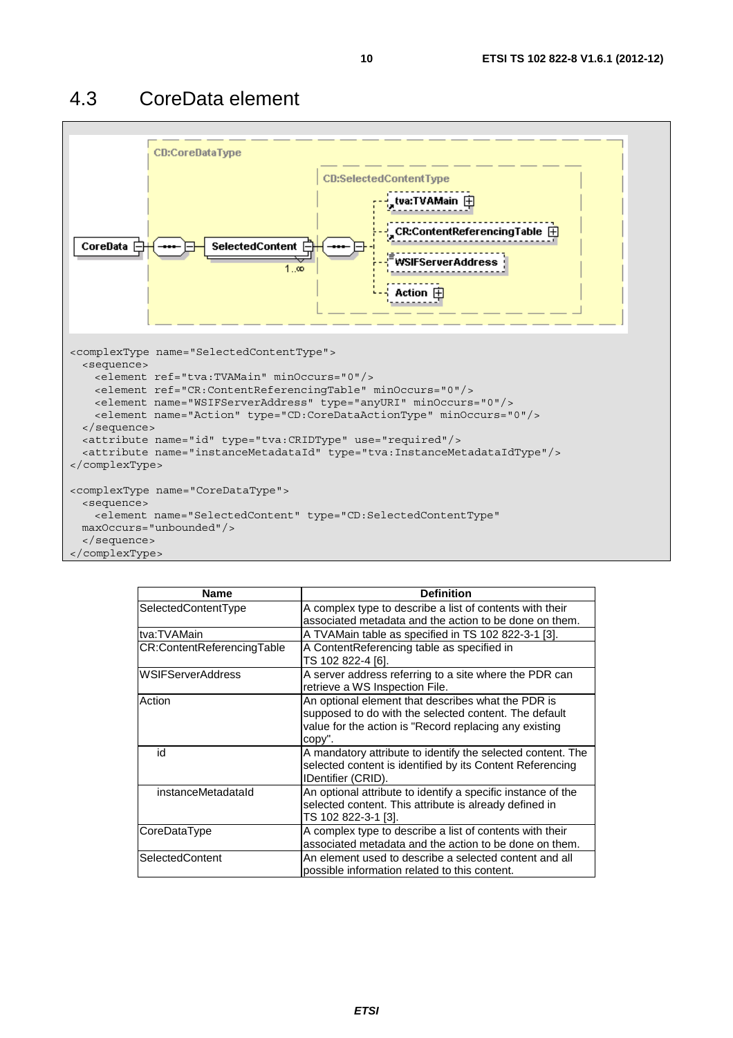## 4.3 CoreData element

```
<complexType name="SelectedContentType">
  <sequence>
    <element ref="tva:TVAMain" minOccurs="0"/>
    <element ref="CR:ContentReferencingTable" minOccurs="0"/>
    <element name="WSIFServerAddress" type="anyURI" minOccurs="0"/>
    <element name="Action" type="CD:CoreDataActionType" minOccurs="0"/>
  </sequence>
  <attribute name="id" type="tva:CRIDType" use="required"/>
  <attribute name="instanceMetadataId" type="tva:InstanceMetadataIdType"/>
</complexType>

<complexType name="CoreDataType">
  <sequence>
    <element name="SelectedContent" type="CD:SelectedContentType"
  maxOccurs="unbounded"/>
  </sequence>
</complexType>
```

| Name | Definition |
| --- | --- |
| SelectedContentType | A complex type to describe a list of contents with their associated metadata and the action to be done on them. |
| tva:TVAMain | A TVAMain table as specified in TS 102 822-3-1 [3]. |
| CR:ContentReferencingTable | A ContentReferencing table as specified in TS 102 822-4 [6]. |
| WSIFServerAddress | A server address referring to a site where the PDR can retrieve a WS Inspection File. |
| Action | An optional element that describes what the PDR is supposed to do with the selected content. The default value for the action is "Record replacing any existing copy". |
| id | A mandatory attribute to identify the selected content. The selected content is identified by its Content Referencing IDentifier (CRID). |
| instanceMetadataId | An optional attribute to identify a specific instance of the selected content. This attribute is already defined in TS 102 822-3-1 [3]. |
| CoreDataType | A complex type to describe a list of contents with their associated metadata and the action to be done on them. |
| SelectedContent | An element used to describe a selected content and all possible information related to this content. |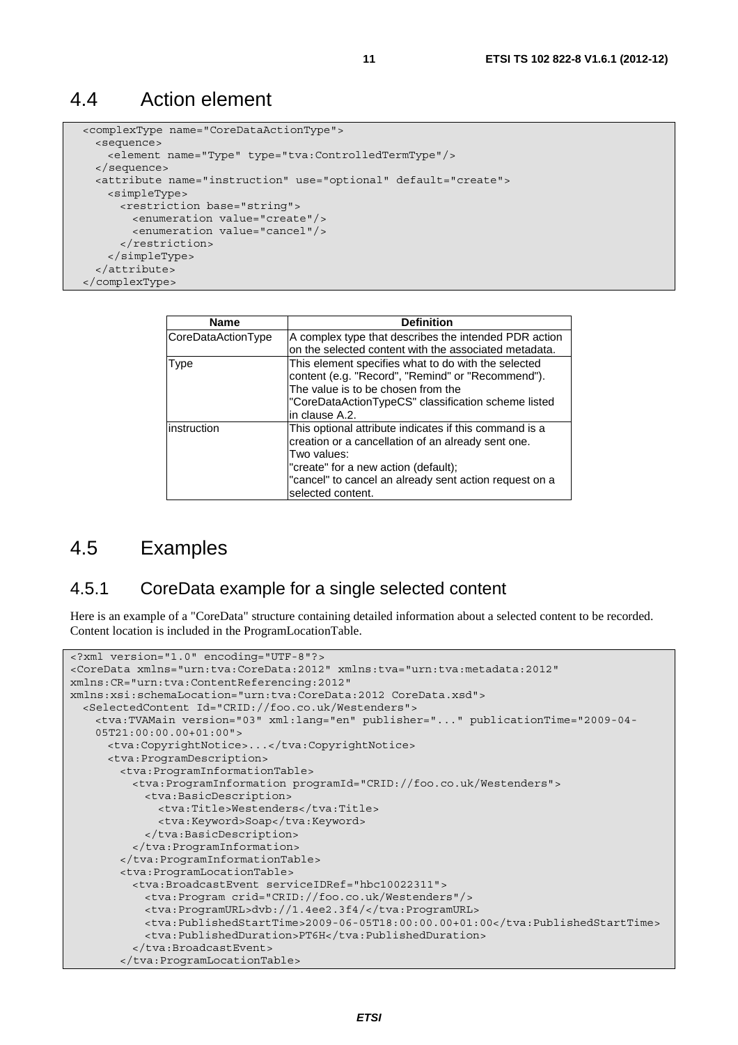## 4.4 Action element

```
<complexType name="CoreDataActionType">
  <sequence>
    <element name="Type" type="tva:ControlledTermType"/>
  </sequence>
  <attribute name="instruction" use="optional" default="create">
    <simpleType>
      <restriction base="string">
        <enumeration value="create"/>
        <enumeration value="cancel"/>
      </restriction>
    </simpleType>
  </attribute>
</complexType>
```

| Name | Definition |
|---|---|
| CoreDataActionType | A complex type that describes the intended PDR action on the selected content with the associated metadata. |
| Type | This element specifies what to do with the selected content (e.g. "Record", "Remind" or "Recommend"). The value is to be chosen from the "CoreDataActionTypeCS" classification scheme listed in clause A.2. |
| instruction | This optional attribute indicates if this command is a creation or a cancellation of an already sent one.<br>Two values:<br>"create" for a new action (default);<br>"cancel" to cancel an already sent action request on a selected content. |

## 4.5 Examples

### 4.5.1 CoreData example for a single selected content

Here is an example of a "CoreData" structure containing detailed information about a selected content to be recorded. Content location is included in the ProgramLocationTable.

```
<?xml version="1.0" encoding="UTF-8"?>
<CoreData xmlns="urn:tva:CoreData:2012" xmlns:tva="urn:tva:metadata:2012"
xmlns:CR="urn:tva:ContentReferencing:2012"
xmlns:xsi:schemaLocation="urn:tva:CoreData:2012 CoreData.xsd">
  <SelectedContent Id="CRID://foo.co.uk/Westenders">
    <tva:TVAMain version="03" xml:lang="en" publisher="..." publicationTime="2009-04-
    05T21:00:00.00+01:00">
      <tva:CopyrightNotice>...</tva:CopyrightNotice>
      <tva:ProgramDescription>
        <tva:ProgramInformationTable>
          <tva:ProgramInformation programId="CRID://foo.co.uk/Westenders">
            <tva:BasicDescription>
              <tva:Title>Westenders</tva:Title>
              <tva:Keyword>Soap</tva:Keyword>
            </tva:BasicDescription>
          </tva:ProgramInformation>
        </tva:ProgramInformationTable>
        <tva:ProgramLocationTable>
          <tva:BroadcastEvent serviceIDRef="hbc10022311">
            <tva:Program crid="CRID://foo.co.uk/Westenders"/>
            <tva:ProgramURL>dvb://1.4ee2.3f4/</tva:ProgramURL>
            <tva:PublishedStartTime>2009-06-05T18:00:00.00+01:00</tva:PublishedStartTime>
            <tva:PublishedDuration>PT6H</tva:PublishedDuration>
          </tva:BroadcastEvent>
        </tva:ProgramLocationTable>
```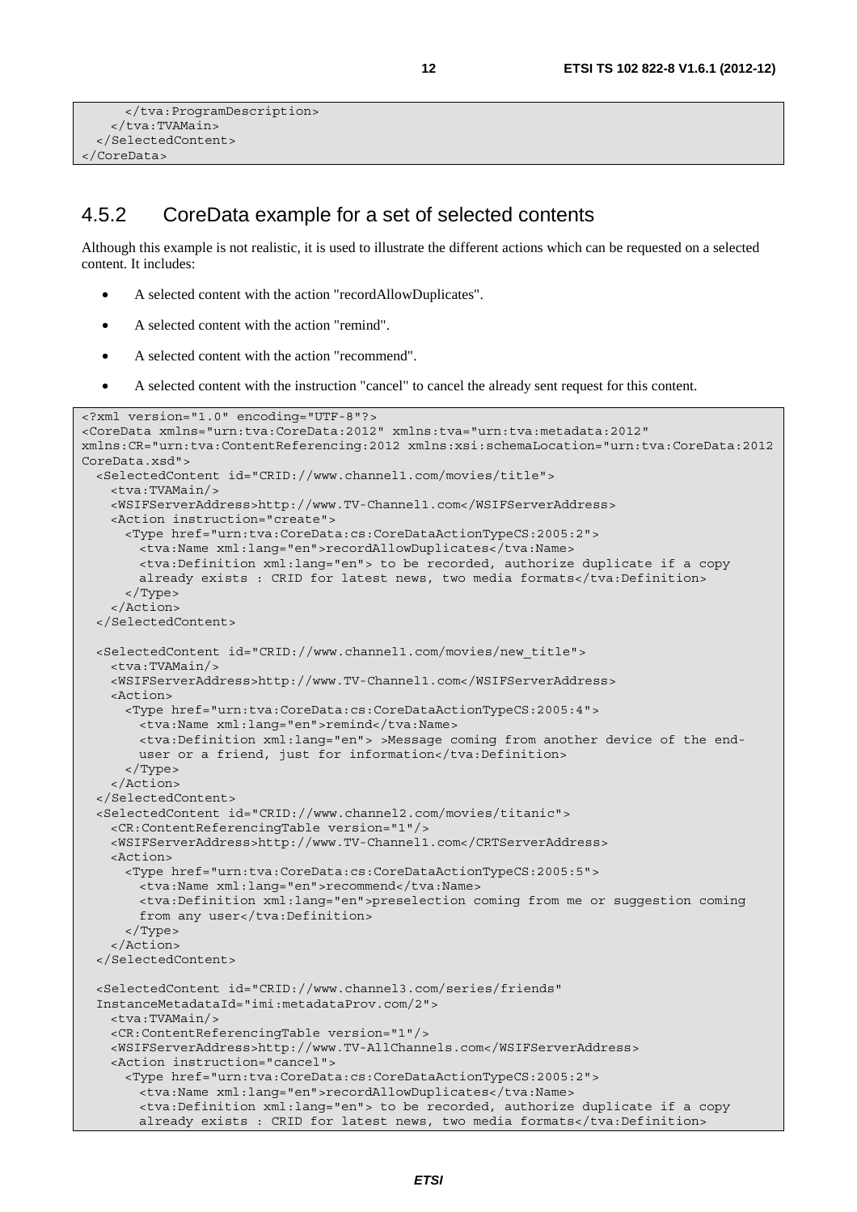```
      </tva:ProgramDescription>
    </tva:TVAMain>
  </SelectedContent>
</CoreData>
```

### 4.5.2 CoreData example for a set of selected contents

Although this example is not realistic, it is used to illustrate the different actions which can be requested on a selected content. It includes:

- A selected content with the action "recordAllowDuplicates".
- A selected content with the action "remind".
- A selected content with the action "recommend".
- A selected content with the instruction "cancel" to cancel the already sent request for this content.

```
<?xml version="1.0" encoding="UTF-8"?>
<CoreData xmlns="urn:tva:CoreData:2012" xmlns:tva="urn:tva:metadata:2012"
xmlns:CR="urn:tva:ContentReferencing:2012 xmlns:xsi:schemaLocation="urn:tva:CoreData:2012
CoreData.xsd">
  <SelectedContent id="CRID://www.channel1.com/movies/title">
    <tva:TVAMain/>
    <WSIFServerAddress>http://www.TV-Channel1.com</WSIFServerAddress>
    <Action instruction="create">
      <Type href="urn:tva:CoreData:cs:CoreDataActionTypeCS:2005:2">
        <tva:Name xml:lang="en">recordAllowDuplicates</tva:Name>
        <tva:Definition xml:lang="en"> to be recorded, authorize duplicate if a copy
        already exists : CRID for latest news, two media formats</tva:Definition>
      </Type>
    </Action>
  </SelectedContent>

  <SelectedContent id="CRID://www.channel1.com/movies/new_title">
    <tva:TVAMain/>
    <WSIFServerAddress>http://www.TV-Channel1.com</WSIFServerAddress>
    <Action>
      <Type href="urn:tva:CoreData:cs:CoreDataActionTypeCS:2005:4">
        <tva:Name xml:lang="en">remind</tva:Name>
        <tva:Definition xml:lang="en"> >Message coming from another device of the end-
        user or a friend, just for information</tva:Definition>
      </Type>
    </Action>
  </SelectedContent>
  <SelectedContent id="CRID://www.channel2.com/movies/titanic">
    <CR:ContentReferencingTable version="1"/>
    <WSIFServerAddress>http://www.TV-Channel1.com</CRTServerAddress>
    <Action>
      <Type href="urn:tva:CoreData:cs:CoreDataActionTypeCS:2005:5">
        <tva:Name xml:lang="en">recommend</tva:Name>
        <tva:Definition xml:lang="en">preselection coming from me or suggestion coming
        from any user</tva:Definition>
      </Type>
    </Action>
  </SelectedContent>

  <SelectedContent id="CRID://www.channel3.com/series/friends"
  InstanceMetadataId="imi:metadataProv.com/2">
    <tva:TVAMain/>
    <CR:ContentReferencingTable version="1"/>
    <WSIFServerAddress>http://www.TV-AllChannels.com</WSIFServerAddress>
    <Action instruction="cancel">
      <Type href="urn:tva:CoreData:cs:CoreDataActionTypeCS:2005:2">
        <tva:Name xml:lang="en">recordAllowDuplicates</tva:Name>
        <tva:Definition xml:lang="en"> to be recorded, authorize duplicate if a copy
        already exists : CRID for latest news, two media formats</tva:Definition>
```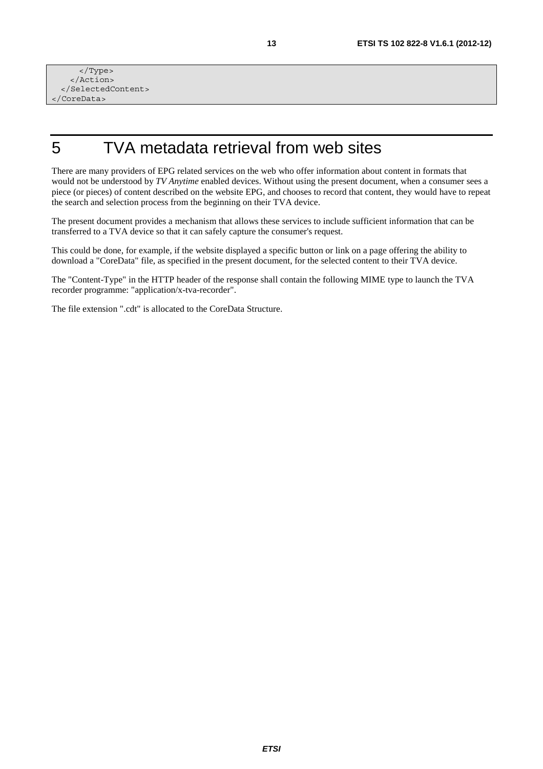```
      </Type>
    </Action>
  </SelectedContent>
</CoreData>
```

# 5 TVA metadata retrieval from web sites

There are many providers of EPG related services on the web who offer information about content in formats that would not be understood by *TV Anytime* enabled devices. Without using the present document, when a consumer sees a piece (or pieces) of content described on the website EPG, and chooses to record that content, they would have to repeat the search and selection process from the beginning on their TVA device.

The present document provides a mechanism that allows these services to include sufficient information that can be transferred to a TVA device so that it can safely capture the consumer's request.

This could be done, for example, if the website displayed a specific button or link on a page offering the ability to download a "CoreData" file, as specified in the present document, for the selected content to their TVA device.

The "Content-Type" in the HTTP header of the response shall contain the following MIME type to launch the TVA recorder programme: "application/x-tva-recorder".

The file extension ".cdt" is allocated to the CoreData Structure.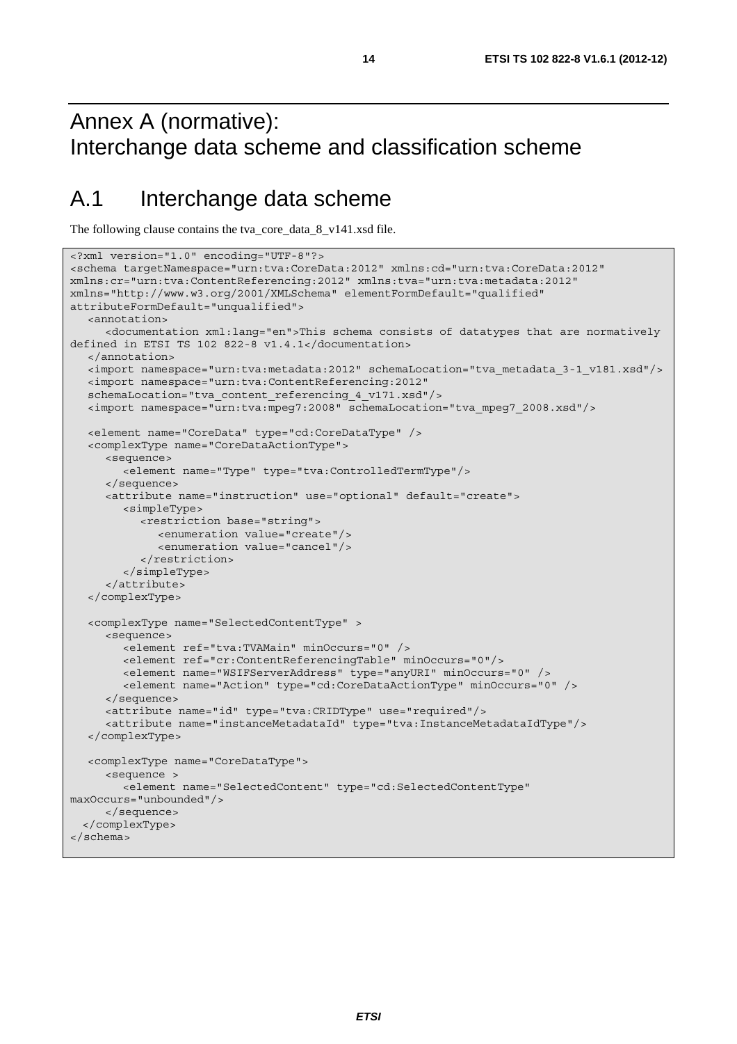# Annex A (normative): Interchange data scheme and classification scheme

## A.1 Interchange data scheme

The following clause contains the tva_core_data_8_v141.xsd file.

```
<?xml version="1.0" encoding="UTF-8"?>
<schema targetNamespace="urn:tva:CoreData:2012" xmlns:cd="urn:tva:CoreData:2012"
xmlns:cr="urn:tva:ContentReferencing:2012" xmlns:tva="urn:tva:metadata:2012"
xmlns="http://www.w3.org/2001/XMLSchema" elementFormDefault="qualified"
attributeFormDefault="unqualified">
   <annotation>
      <documentation xml:lang="en">This schema consists of datatypes that are normatively
defined in ETSI TS 102 822-8 v1.4.1</documentation>
   </annotation>
   <import namespace="urn:tva:metadata:2012" schemaLocation="tva_metadata_3-1_v181.xsd"/>
   <import namespace="urn:tva:ContentReferencing:2012"
   schemaLocation="tva_content_referencing_4_v171.xsd"/>
   <import namespace="urn:tva:mpeg7:2008" schemaLocation="tva_mpeg7_2008.xsd"/>

   <element name="CoreData" type="cd:CoreDataType" />
   <complexType name="CoreDataActionType">
      <sequence>
         <element name="Type" type="tva:ControlledTermType"/>
      </sequence>
      <attribute name="instruction" use="optional" default="create">
         <simpleType>
            <restriction base="string">
               <enumeration value="create"/>
               <enumeration value="cancel"/>
            </restriction>
         </simpleType>
      </attribute>
   </complexType>

   <complexType name="SelectedContentType" >
      <sequence>
         <element ref="tva:TVAMain" minOccurs="0" />
         <element ref="cr:ContentReferencingTable" minOccurs="0"/>
         <element name="WSIFServerAddress" type="anyURI" minOccurs="0" />
         <element name="Action" type="cd:CoreDataActionType" minOccurs="0" />
      </sequence>
      <attribute name="id" type="tva:CRIDType" use="required"/>
      <attribute name="instanceMetadataId" type="tva:InstanceMetadataIdType"/>
   </complexType>

   <complexType name="CoreDataType">
      <sequence >
         <element name="SelectedContent" type="cd:SelectedContentType"
maxOccurs="unbounded"/>
      </sequence>
  </complexType>
</schema>
```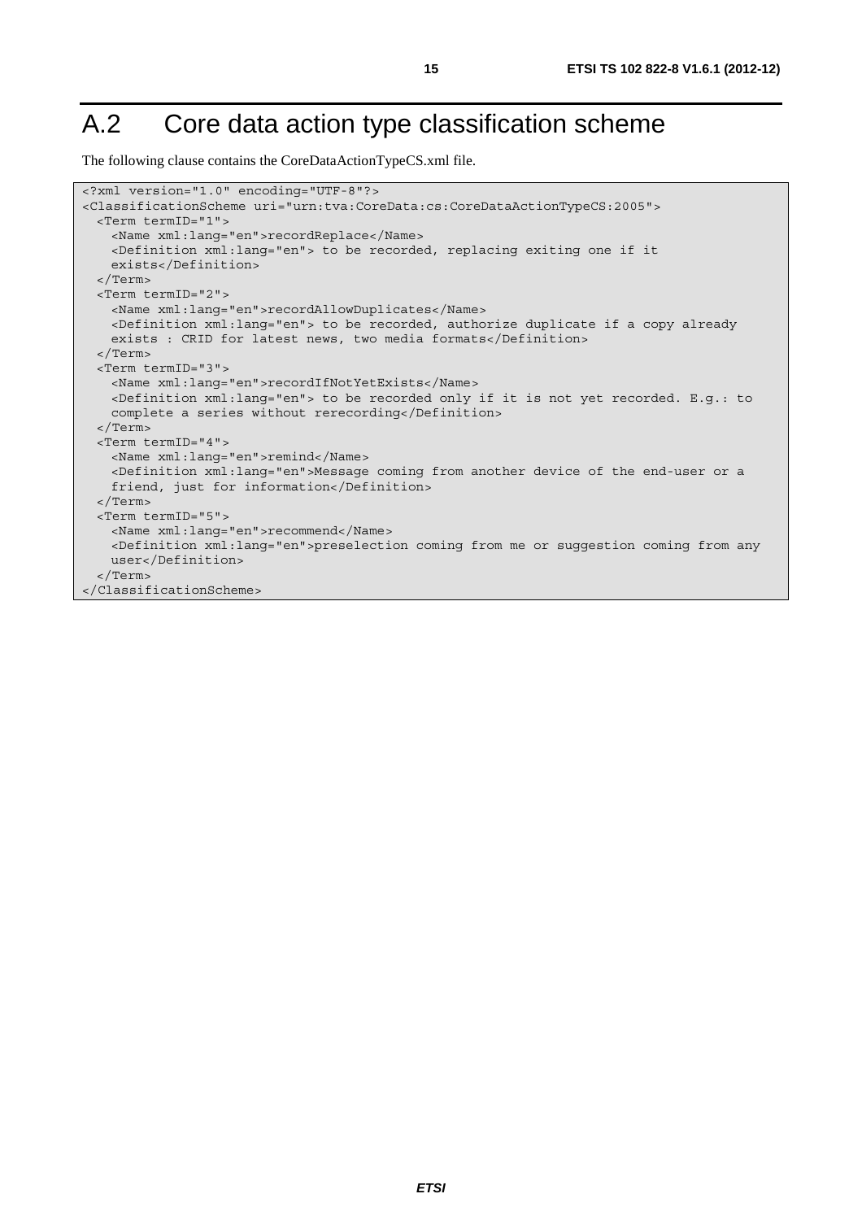# A.2 Core data action type classification scheme

The following clause contains the CoreDataActionTypeCS.xml file.

```
<?xml version="1.0" encoding="UTF-8"?>
<ClassificationScheme uri="urn:tva:CoreData:cs:CoreDataActionTypeCS:2005">
  <Term termID="1">
    <Name xml:lang="en">recordReplace</Name>
    <Definition xml:lang="en"> to be recorded, replacing exiting one if it
    exists</Definition>
  </Term>
  <Term termID="2">
    <Name xml:lang="en">recordAllowDuplicates</Name>
    <Definition xml:lang="en"> to be recorded, authorize duplicate if a copy already
    exists : CRID for latest news, two media formats</Definition>
  </Term>
  <Term termID="3">
    <Name xml:lang="en">recordIfNotYetExists</Name>
    <Definition xml:lang="en"> to be recorded only if it is not yet recorded. E.g.: to
    complete a series without rerecording</Definition>
  </Term>
  <Term termID="4">
    <Name xml:lang="en">remind</Name>
    <Definition xml:lang="en">Message coming from another device of the end-user or a
    friend, just for information</Definition>
  </Term>
  <Term termID="5">
    <Name xml:lang="en">recommend</Name>
    <Definition xml:lang="en">preselection coming from me or suggestion coming from any
    user</Definition>
  </Term>
</ClassificationScheme>
```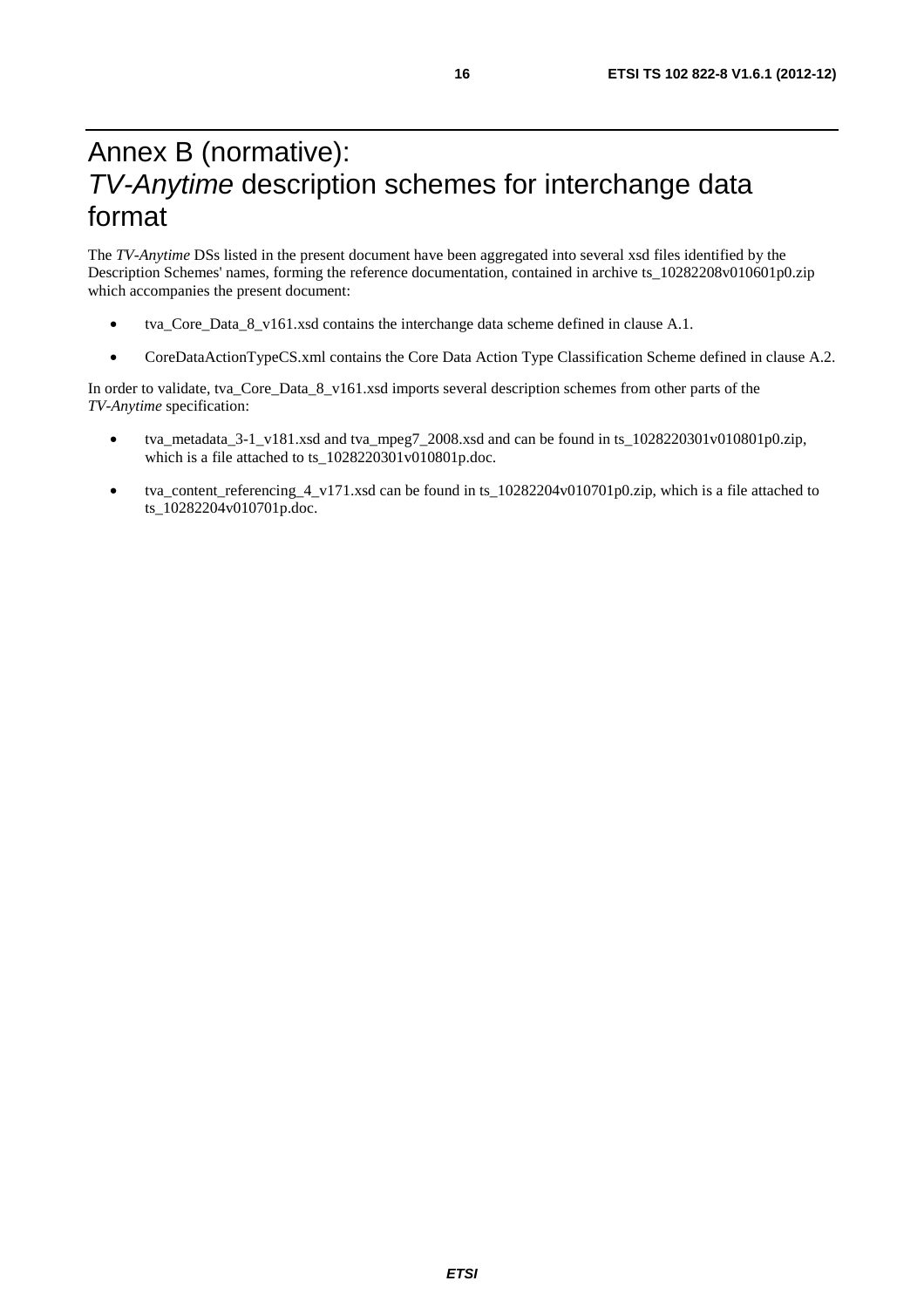# Annex B (normative): *TV-Anytime* description schemes for interchange data format

The *TV-Anytime* DSs listed in the present document have been aggregated into several xsd files identified by the Description Schemes' names, forming the reference documentation, contained in archive ts_10282208v010601p0.zip which accompanies the present document:

- tva_Core_Data_8_v161.xsd contains the interchange data scheme defined in clause A.1.
- CoreDataActionTypeCS.xml contains the Core Data Action Type Classification Scheme defined in clause A.2.

In order to validate, tva_Core_Data_8_v161.xsd imports several description schemes from other parts of the *TV-Anytime* specification:

- tva_metadata_3-1_v181.xsd and tva_mpeg7_2008.xsd and can be found in ts_1028220301v010801p0.zip, which is a file attached to ts_1028220301v010801p.doc.
- tva_content_referencing_4_v171.xsd can be found in ts_10282204v010701p0.zip, which is a file attached to ts_10282204v010701p.doc.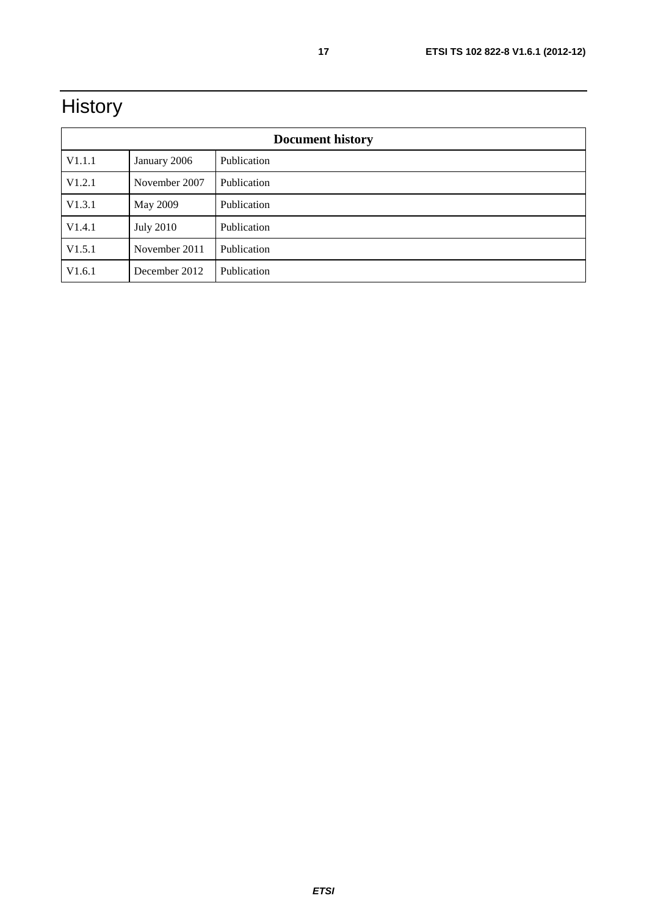# History

| Document history | | |
|---|---|---|
| V1.1.1 | January 2006 | Publication |
| V1.2.1 | November 2007 | Publication |
| V1.3.1 | May 2009 | Publication |
| V1.4.1 | July 2010 | Publication |
| V1.5.1 | November 2011 | Publication |
| V1.6.1 | December 2012 | Publication |